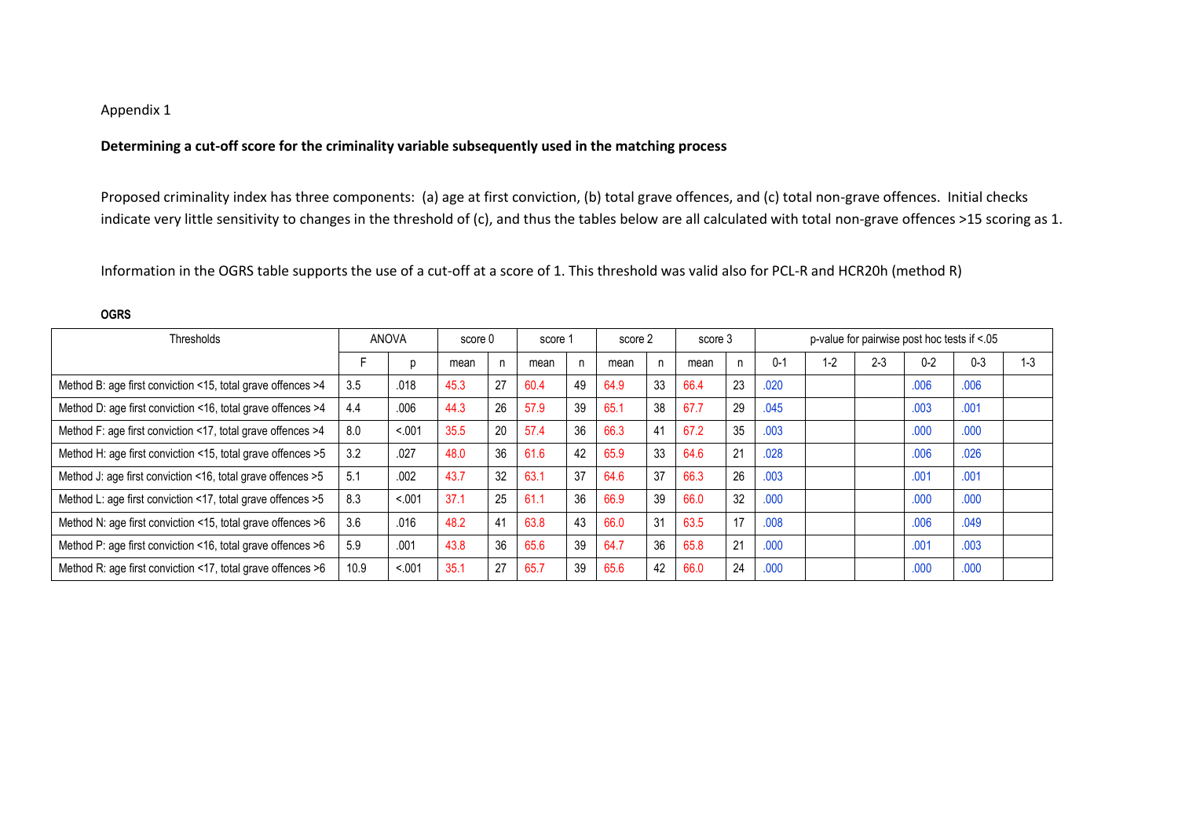Appendix 1

**Determining a cut-off score for the criminality variable subsequently used in the matching process**

Proposed criminality index has three components: (a) age at first conviction, (b) total grave offences, and (c) total non-grave offences. Initial checks indicate very little sensitivity to changes in the threshold of (c), and thus the tables below are all calculated with total non-grave offences >15 scoring as 1.

Information in the OGRS table supports the use of a cut-off at a score of 1. This threshold was valid also for PCL-R and HCR20h (method R)

**OGRS**

| Thresholds | ANOVA | | score 0 | | score 1 | | score 2 | | score 3 | | p-value for pairwise post hoc tests if <.05 | | | | | |
|---|---|---|---|---|---|---|---|---|---|---|---|---|---|---|---|---|
| | F | p | mean | n | mean | n | mean | n | mean | n | 0-1 | 1-2 | 2-3 | 0-2 | 0-3 | 1-3 |
| Method B: age first conviction <15, total grave offences >4 | 3.5 | .018 | 45.3 | 27 | 60.4 | 49 | 64.9 | 33 | 66.4 | 23 | .020 | | | .006 | .006 | |
| Method D: age first conviction <16, total grave offences >4 | 4.4 | .006 | 44.3 | 26 | 57.9 | 39 | 65.1 | 38 | 67.7 | 29 | .045 | | | .003 | .001 | |
| Method F: age first conviction <17, total grave offences >4 | 8.0 | <.001 | 35.5 | 20 | 57.4 | 36 | 66.3 | 41 | 67.2 | 35 | .003 | | | .000 | .000 | |
| Method H: age first conviction <15, total grave offences >5 | 3.2 | .027 | 48.0 | 36 | 61.6 | 42 | 65.9 | 33 | 64.6 | 21 | .028 | | | .006 | .026 | |
| Method J: age first conviction <16, total grave offences >5 | 5.1 | .002 | 43.7 | 32 | 63.1 | 37 | 64.6 | 37 | 66.3 | 26 | .003 | | | .001 | .001 | |
| Method L: age first conviction <17, total grave offences >5 | 8.3 | <.001 | 37.1 | 25 | 61.1 | 36 | 66.9 | 39 | 66.0 | 32 | .000 | | | .000 | .000 | |
| Method N: age first conviction <15, total grave offences >6 | 3.6 | .016 | 48.2 | 41 | 63.8 | 43 | 66.0 | 31 | 63.5 | 17 | .008 | | | .006 | .049 | |
| Method P: age first conviction <16, total grave offences >6 | 5.9 | .001 | 43.8 | 36 | 65.6 | 39 | 64.7 | 36 | 65.8 | 21 | .000 | | | .001 | .003 | |
| Method R: age first conviction <17, total grave offences >6 | 10.9 | <.001 | 35.1 | 27 | 65.7 | 39 | 65.6 | 42 | 66.0 | 24 | .000 | | | .000 | .000 | |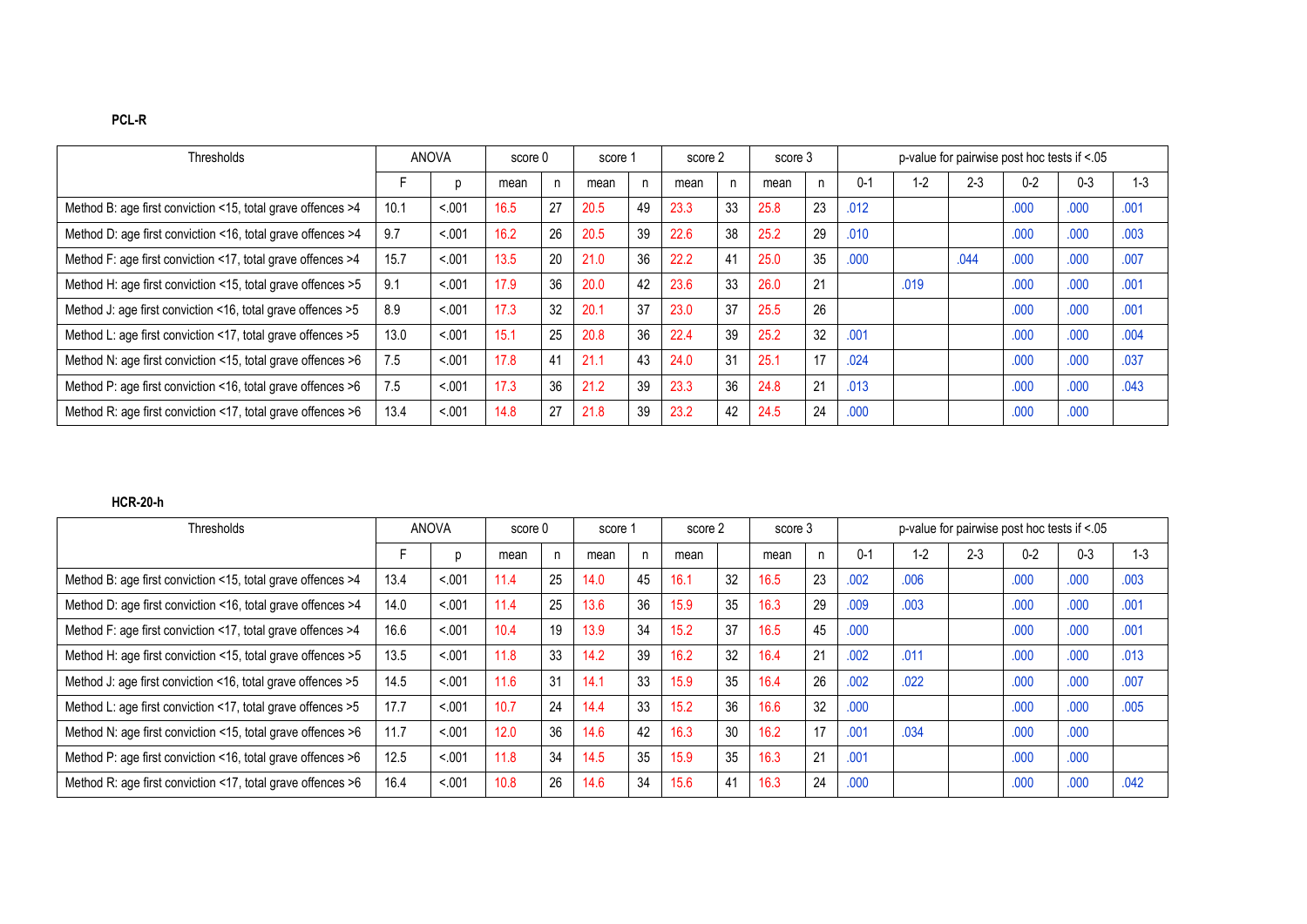**PCL-R**

| Thresholds | ANOVA | | score 0 | | score 1 | | score 2 | | score 3 | | p-value for pairwise post hoc tests if <.05 | | | | | |
|---|---|---|---|---|---|---|---|---|---|---|---|---|---|---|---|---|
| | F | p | mean | n | mean | n | mean | n | mean | n | 0-1 | 1-2 | 2-3 | 0-2 | 0-3 | 1-3 |
| Method B: age first conviction <15, total grave offences >4 | 10.1 | <.001 | 16.5 | 27 | 20.5 | 49 | 23.3 | 33 | 25.8 | 23 | .012 | | | .000 | .000 | .001 |
| Method D: age first conviction <16, total grave offences >4 | 9.7 | <.001 | 16.2 | 26 | 20.5 | 39 | 22.6 | 38 | 25.2 | 29 | .010 | | | .000 | .000 | .003 |
| Method F: age first conviction <17, total grave offences >4 | 15.7 | <.001 | 13.5 | 20 | 21.0 | 36 | 22.2 | 41 | 25.0 | 35 | .000 | | .044 | .000 | .000 | .007 |
| Method H: age first conviction <15, total grave offences >5 | 9.1 | <.001 | 17.9 | 36 | 20.0 | 42 | 23.6 | 33 | 26.0 | 21 | | .019 | | .000 | .000 | .001 |
| Method J: age first conviction <16, total grave offences >5 | 8.9 | <.001 | 17.3 | 32 | 20.1 | 37 | 23.0 | 37 | 25.5 | 26 | | | | .000 | .000 | .001 |
| Method L: age first conviction <17, total grave offences >5 | 13.0 | <.001 | 15.1 | 25 | 20.8 | 36 | 22.4 | 39 | 25.2 | 32 | .001 | | | .000 | .000 | .004 |
| Method N: age first conviction <15, total grave offences >6 | 7.5 | <.001 | 17.8 | 41 | 21.1 | 43 | 24.0 | 31 | 25.1 | 17 | .024 | | | .000 | .000 | .037 |
| Method P: age first conviction <16, total grave offences >6 | 7.5 | <.001 | 17.3 | 36 | 21.2 | 39 | 23.3 | 36 | 24.8 | 21 | .013 | | | .000 | .000 | .043 |
| Method R: age first conviction <17, total grave offences >6 | 13.4 | <.001 | 14.8 | 27 | 21.8 | 39 | 23.2 | 42 | 24.5 | 24 | .000 | | | .000 | .000 | |

**HCR-20-h**

| Thresholds | ANOVA | | score 0 | | score 1 | | score 2 | | score 3 | | p-value for pairwise post hoc tests if <.05 | | | | | |
|---|---|---|---|---|---|---|---|---|---|---|---|---|---|---|---|---|
| | F | p | mean | n | mean | n | mean | | mean | n | 0-1 | 1-2 | 2-3 | 0-2 | 0-3 | 1-3 |
| Method B: age first conviction <15, total grave offences >4 | 13.4 | <.001 | 11.4 | 25 | 14.0 | 45 | 16.1 | 32 | 16.5 | 23 | .002 | .006 | | .000 | .000 | .003 |
| Method D: age first conviction <16, total grave offences >4 | 14.0 | <.001 | 11.4 | 25 | 13.6 | 36 | 15.9 | 35 | 16.3 | 29 | .009 | .003 | | .000 | .000 | .001 |
| Method F: age first conviction <17, total grave offences >4 | 16.6 | <.001 | 10.4 | 19 | 13.9 | 34 | 15.2 | 37 | 16.5 | 45 | .000 | | | .000 | .000 | .001 |
| Method H: age first conviction <15, total grave offences >5 | 13.5 | <.001 | 11.8 | 33 | 14.2 | 39 | 16.2 | 32 | 16.4 | 21 | .002 | .011 | | .000 | .000 | .013 |
| Method J: age first conviction <16, total grave offences >5 | 14.5 | <.001 | 11.6 | 31 | 14.1 | 33 | 15.9 | 35 | 16.4 | 26 | .002 | .022 | | .000 | .000 | .007 |
| Method L: age first conviction <17, total grave offences >5 | 17.7 | <.001 | 10.7 | 24 | 14.4 | 33 | 15.2 | 36 | 16.6 | 32 | .000 | | | .000 | .000 | .005 |
| Method N: age first conviction <15, total grave offences >6 | 11.7 | <.001 | 12.0 | 36 | 14.6 | 42 | 16.3 | 30 | 16.2 | 17 | .001 | .034 | | .000 | .000 | |
| Method P: age first conviction <16, total grave offences >6 | 12.5 | <.001 | 11.8 | 34 | 14.5 | 35 | 15.9 | 35 | 16.3 | 21 | .001 | | | .000 | .000 | |
| Method R: age first conviction <17, total grave offences >6 | 16.4 | <.001 | 10.8 | 26 | 14.6 | 34 | 15.6 | 41 | 16.3 | 24 | .000 | | | .000 | .000 | .042 |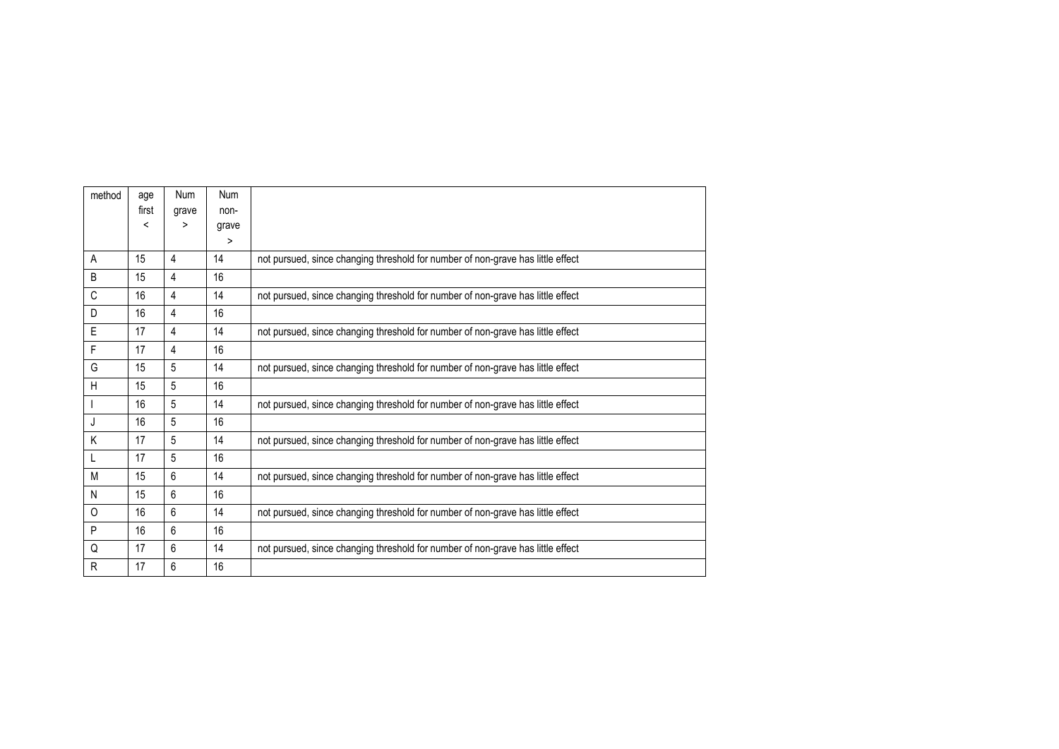| method | age first < | Num grave > | Num non-grave > | |
|---|---|---|---|---|
| A | 15 | 4 | 14 | not pursued, since changing threshold for number of non-grave has little effect |
| B | 15 | 4 | 16 | |
| C | 16 | 4 | 14 | not pursued, since changing threshold for number of non-grave has little effect |
| D | 16 | 4 | 16 | |
| E | 17 | 4 | 14 | not pursued, since changing threshold for number of non-grave has little effect |
| F | 17 | 4 | 16 | |
| G | 15 | 5 | 14 | not pursued, since changing threshold for number of non-grave has little effect |
| H | 15 | 5 | 16 | |
| I | 16 | 5 | 14 | not pursued, since changing threshold for number of non-grave has little effect |
| J | 16 | 5 | 16 | |
| K | 17 | 5 | 14 | not pursued, since changing threshold for number of non-grave has little effect |
| L | 17 | 5 | 16 | |
| M | 15 | 6 | 14 | not pursued, since changing threshold for number of non-grave has little effect |
| N | 15 | 6 | 16 | |
| O | 16 | 6 | 14 | not pursued, since changing threshold for number of non-grave has little effect |
| P | 16 | 6 | 16 | |
| Q | 17 | 6 | 14 | not pursued, since changing threshold for number of non-grave has little effect |
| R | 17 | 6 | 16 | |